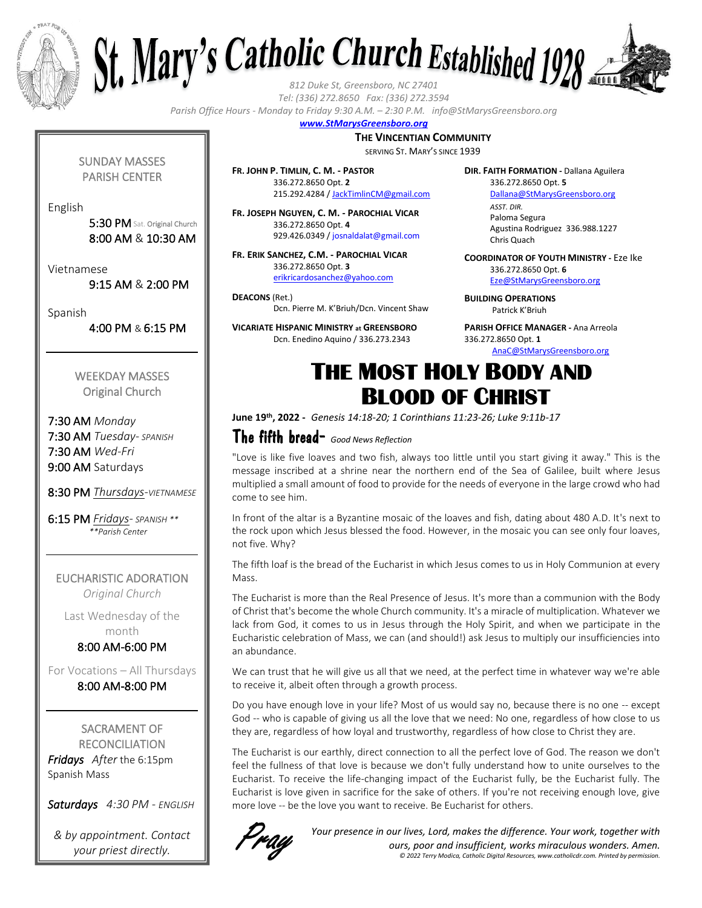# St. Mary's Catholic Church Established 1928

*812 Duke St, Greensboro, NC 27401*
*Tel: (336) 272.8650 Fax: (336) 272.3594*
*Parish Office Hours - Monday to Friday 9:30 A.M. – 2:30 P.M. info@StMarysGreensboro.org*
***www.StMarysGreensboro.org***

**THE VINCENTIAN COMMUNITY**
SERVING ST. MARY'S SINCE 1939

**FR. JOHN P. TIMLIN, C. M. - PASTOR**
336.272.8650 Opt. **2**
215.292.4284 / JackTimlinCM@gmail.com

**FR. JOSEPH NGUYEN, C. M. - PAROCHIAL VICAR**
336.272.8650 Opt. **4**
929.426.0349 / josnaldalat@gmail.com

**FR. ERIK SANCHEZ, C.M. - PAROCHIAL VICAR**
336.272.8650 Opt. **3**
erikricardosanchez@yahoo.com

**DEACONS** (Ret.)
Dcn. Pierre M. K'Briuh/Dcn. Vincent Shaw

**VICARIATE HISPANIC MINISTRY at GREENSBORO**
Dcn. Enedino Aquino / 336.273.2343

**DIR. FAITH FORMATION -** Dallana Aguilera
336.272.8650 Opt. **5**
Dallana@StMarysGreensboro.org
*ASST. DIR.*
Paloma Segura
Agustina Rodriguez 336.988.1227
Chris Quach

**COORDINATOR OF YOUTH MINISTRY -** Eze Ike
336.272.8650 Opt. **6**
Eze@StMarysGreensboro.org

**BUILDING OPERATIONS**
Patrick K'Briuh

**PARISH OFFICE MANAGER -** Ana Arreola
336.272.8650 Opt. **1**
AnaC@StMarysGreensboro.org

---

**SUNDAY MASSES**
**PARISH CENTER**

English
5:30 PM Sat. Original Church
8:00 AM & 10:30 AM

Vietnamese
9:15 AM & 2:00 PM

Spanish
4:00 PM & 6:15 PM

**WEEKDAY MASSES**
**Original Church**

7:30 AM *Monday*
7:30 AM *Tuesday- SPANISH*
7:30 AM *Wed-Fri*
9:00 AM Saturdays

8:30 PM *Thursdays-VIETNAMESE*

6:15 PM *Fridays- SPANISH \*\**
*\*\*Parish Center*

**EUCHARISTIC ADORATION**
*Original Church*

Last Wednesday of the month
8:00 AM-6:00 PM

For Vocations – All Thursdays
8:00 AM-8:00 PM

**SACRAMENT OF RECONCILIATION**
***Fridays*** *After* the 6:15pm Spanish Mass

***Saturdays*** *4:30 PM - ENGLISH*

*& by appointment. Contact your priest directly.*

---

# THE MOST HOLY BODY AND BLOOD OF CHRIST

**June 19th, 2022 -** *Genesis 14:18-20; 1 Corinthians 11:23-26; Luke 9:11b-17*

## The fifth bread- *Good News Reflection*

"Love is like five loaves and two fish, always too little until you start giving it away." This is the message inscribed at a shrine near the northern end of the Sea of Galilee, built where Jesus multiplied a small amount of food to provide for the needs of everyone in the large crowd who had come to see him.

In front of the altar is a Byzantine mosaic of the loaves and fish, dating about 480 A.D. It's next to the rock upon which Jesus blessed the food. However, in the mosaic you can see only four loaves, not five. Why?

The fifth loaf is the bread of the Eucharist in which Jesus comes to us in Holy Communion at every Mass.

The Eucharist is more than the Real Presence of Jesus. It's more than a communion with the Body of Christ that's become the whole Church community. It's a miracle of multiplication. Whatever we lack from God, it comes to us in Jesus through the Holy Spirit, and when we participate in the Eucharistic celebration of Mass, we can (and should!) ask Jesus to multiply our insufficiencies into an abundance.

We can trust that he will give us all that we need, at the perfect time in whatever way we're able to receive it, albeit often through a growth process.

Do you have enough love in your life? Most of us would say no, because there is no one -- except God -- who is capable of giving us all the love that we need: No one, regardless of how close to us they are, regardless of how loyal and trustworthy, regardless of how close to Christ they are.

The Eucharist is our earthly, direct connection to all the perfect love of God. The reason we don't feel the fullness of that love is because we don't fully understand how to unite ourselves to the Eucharist. To receive the life-changing impact of the Eucharist fully, be the Eucharist fully. The Eucharist is love given in sacrifice for the sake of others. If you're not receiving enough love, give more love -- be the love you want to receive. Be Eucharist for others.

**Pray** *Your presence in our lives, Lord, makes the difference. Your work, together with ours, poor and insufficient, works miraculous wonders. Amen.*

*© 2022 Terry Modica, Catholic Digital Resources, www.catholicdr.com. Printed by permission.*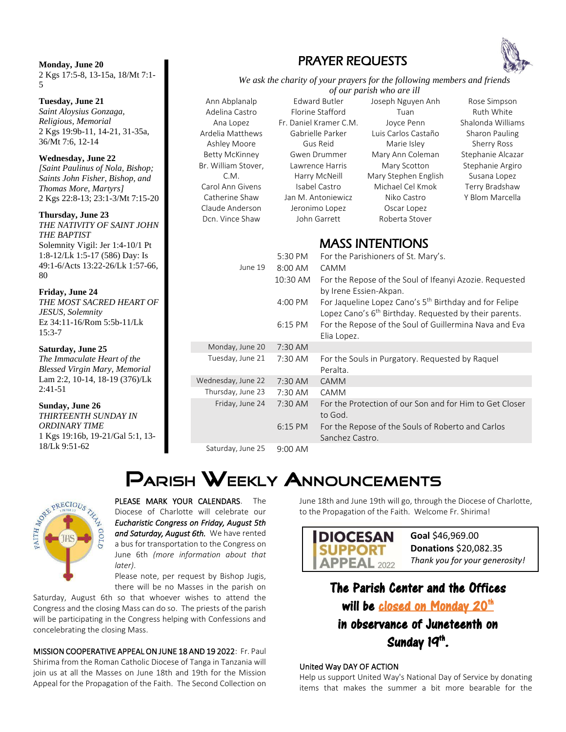**Monday, June 20**
2 Kgs 17:5-8, 13-15a, 18/Mt 7:1-5

**Tuesday, June 21**
*Saint Aloysius Gonzaga, Religious, Memorial*
2 Kgs 19:9b-11, 14-21, 31-35a, 36/Mt 7:6, 12-14

**Wednesday, June 22**
*[Saint Paulinus of Nola, Bishop; Saints John Fisher, Bishop, and Thomas More, Martyrs]*
2 Kgs 22:8-13; 23:1-3/Mt 7:15-20

**Thursday, June 23**
*THE NATIVITY OF SAINT JOHN THE BAPTIST*
Solemnity Vigil: Jer 1:4-10/1 Pt 1:8-12/Lk 1:5-17 (586) Day: Is 49:1-6/Acts 13:22-26/Lk 1:57-66, 80

**Friday, June 24**
*THE MOST SACRED HEART OF JESUS, Solemnity*
Ez 34:11-16/Rom 5:5b-11/Lk 15:3-7

**Saturday, June 25**
*The Immaculate Heart of the Blessed Virgin Mary, Memorial*
Lam 2:2, 10-14, 18-19 (376)/Lk 2:41-51

**Sunday, June 26**
*THIRTEENTH SUNDAY IN ORDINARY TIME*
1 Kgs 19:16b, 19-21/Gal 5:1, 13-18/Lk 9:51-62

## PRAYER REQUESTS

*We ask the charity of your prayers for the following members and friends of our parish who are ill*

Ann Abplanalp
Adelina Castro
Ana Lopez
Ardelia Matthews
Ashley Moore
Betty McKinney
Br. William Stover, C.M.
Carol Ann Givens
Catherine Shaw
Claude Anderson
Dcn. Vince Shaw
Edward Butler
Florine Stafford
Fr. Daniel Kramer C.M.
Gabrielle Parker
Gus Reid
Gwen Drummer
Lawrence Harris
Harry McNeill
Isabel Castro
Jan M. Antoniewicz
Jeronimo Lopez
John Garrett
Joseph Nguyen Anh Tuan
Joyce Penn
Luis Carlos Castaño
Marie Isley
Mary Ann Coleman
Mary Scotton
Mary Stephen English
Michael Cel Kmok
Niko Castro
Oscar Lopez
Roberta Stover
Rose Simpson
Ruth White
Shalonda Williams
Sharon Pauling
Sherry Ross
Stephanie Alcazar
Stephanie Argiro
Susana Lopez
Terry Bradshaw
Y Blom Marcella

## MASS INTENTIONS

| | | |
|---|---|---|
| | 5:30 PM | For the Parishioners of St. Mary's. |
| June 19 | 8:00 AM | CAMM |
| | 10:30 AM | For the Repose of the Soul of Ifeanyi Azozie. Requested by Irene Essien-Akpan. |
| | 4:00 PM | For Jaqueline Lopez Cano's 5th Birthday and for Felipe Lopez Cano's 6th Birthday. Requested by their parents. |
| | 6:15 PM | For the Repose of the Soul of Guillermina Nava and Eva Elia Lopez. |
| Monday, June 20 | 7:30 AM | |
| Tuesday, June 21 | 7:30 AM | For the Souls in Purgatory. Requested by Raquel Peralta. |
| Wednesday, June 22 | 7:30 AM | CAMM |
| Thursday, June 23 | 7:30 AM | CAMM |
| Friday, June 24 | 7:30 AM | For the Protection of our Son and for Him to Get Closer to God. |
| | 6:15 PM | For the Repose of the Souls of Roberto and Carlos Sanchez Castro. |
| Saturday, June 25 | 9:00 AM | |

# Parish Weekly Announcements

PLEASE MARK YOUR CALENDARS. The Diocese of Charlotte will celebrate our ***Eucharistic Congress on Friday, August 5th and Saturday, August 6th.*** We have rented a bus for transportation to the Congress on June 6th *(more information about that later)*.

Please note, per request by Bishop Jugis, there will be no Masses in the parish on Saturday, August 6th so that whoever wishes to attend the Congress and the closing Mass can do so. The priests of the parish will be participating in the Congress helping with Confessions and concelebrating the closing Mass.

MISSION COOPERATIVE APPEAL ON JUNE 18 AND 19 2022: Fr. Paul Shirima from the Roman Catholic Diocese of Tanga in Tanzania will join us at all the Masses on June 18th and 19th for the Mission Appeal for the Propagation of the Faith. The Second Collection on June 18th and June 19th will go, through the Diocese of Charlotte, to the Propagation of the Faith. Welcome Fr. Shirima!

**DIOCESAN SUPPORT APPEAL 2022**

**Goal** $46,969.00
**Donations** $20,082.35
*Thank you for your generosity!*

**The Parish Center and the Offices will be closed on Monday 20th in observance of Juneteenth on Sunday 19th.**

United Way DAY OF ACTION
Help us support United Way's National Day of Service by donating items that makes the summer a bit more bearable for the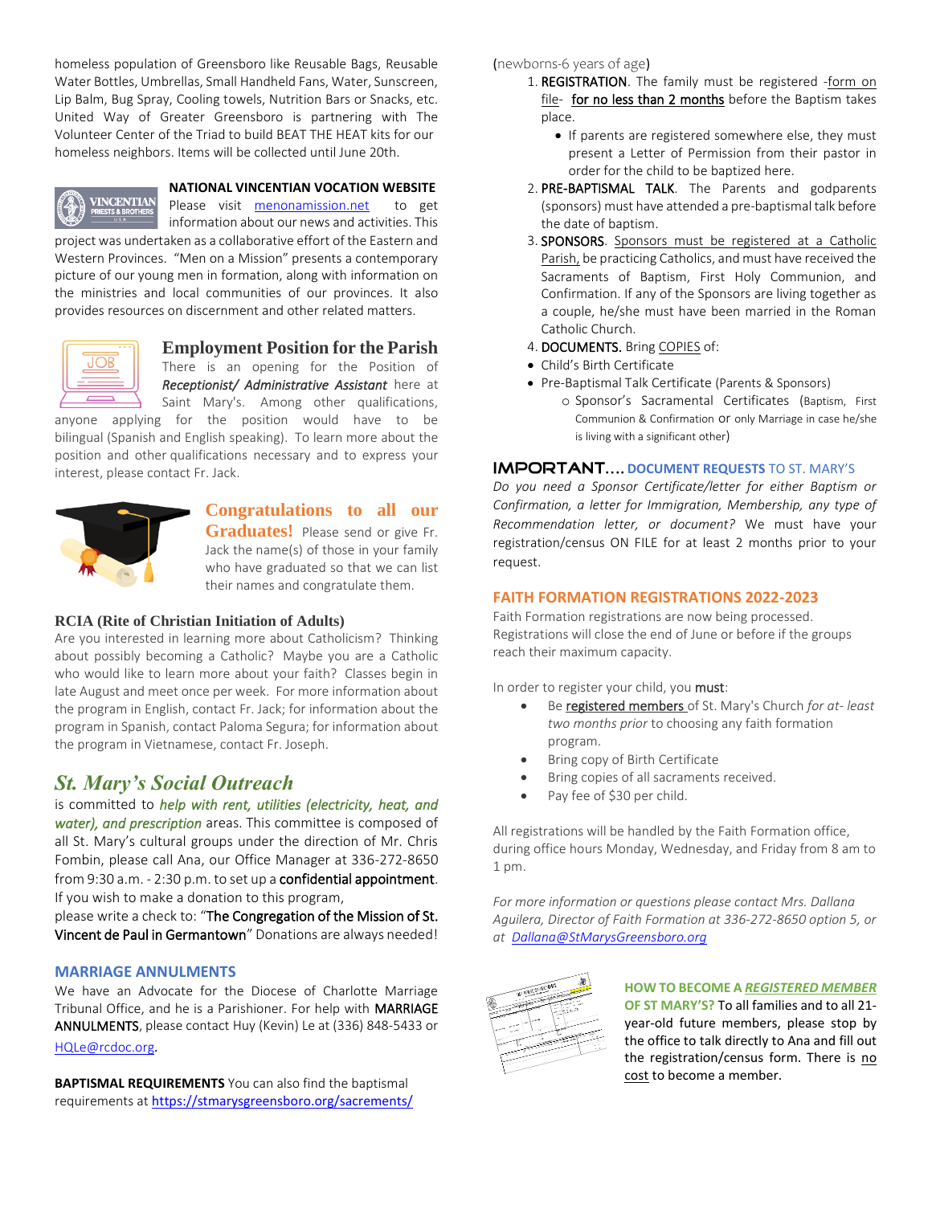homeless population of Greensboro like Reusable Bags, Reusable Water Bottles, Umbrellas, Small Handheld Fans, Water, Sunscreen, Lip Balm, Bug Spray, Cooling towels, Nutrition Bars or Snacks, etc. United Way of Greater Greensboro is partnering with The Volunteer Center of the Triad to build BEAT THE HEAT kits for our homeless neighbors. Items will be collected until June 20th.

**NATIONAL VINCENTIAN VOCATION WEBSITE**

Please visit [menonamission.net](menonamission.net) to get information about our news and activities. This project was undertaken as a collaborative effort of the Eastern and Western Provinces. "Men on a Mission" presents a contemporary picture of our young men in formation, along with information on the ministries and local communities of our provinces. It also provides resources on discernment and other related matters.

## Employment Position for the Parish

There is an opening for the Position of ***Receptionist/ Administrative Assistant*** here at Saint Mary's. Among other qualifications, anyone applying for the position would have to be bilingual (Spanish and English speaking). To learn more about the position and other qualifications necessary and to express your interest, please contact Fr. Jack.

## Congratulations to all our Graduates!

Please send or give Fr. Jack the name(s) of those in your family who have graduated so that we can list their names and congratulate them.

### RCIA (Rite of Christian Initiation of Adults)

Are you interested in learning more about Catholicism? Thinking about possibly becoming a Catholic? Maybe you are a Catholic who would like to learn more about your faith? Classes begin in late August and meet once per week. For more information about the program in English, contact Fr. Jack; for information about the program in Spanish, contact Paloma Segura; for information about the program in Vietnamese, contact Fr. Joseph.

## *St. Mary's Social Outreach*

is committed to ***help with rent, utilities (electricity, heat, and water), and prescription*** areas. This committee is composed of all St. Mary's cultural groups under the direction of Mr. Chris Fombin, please call Ana, our Office Manager at 336-272-8650 from 9:30 a.m. - 2:30 p.m. to set up a **confidential appointment**. If you wish to make a donation to this program,

please write a check to: "**The Congregation of the Mission of St. Vincent de Paul in Germantown**" Donations are always needed!

### MARRIAGE ANNULMENTS

We have an Advocate for the Diocese of Charlotte Marriage Tribunal Office, and he is a Parishioner. For help with **MARRIAGE ANNULMENTS**, please contact Huy (Kevin) Le at (336) 848-5433 or [HQLe@rcdoc.org](mailto:HQLe@rcdoc.org).

**BAPTISMAL REQUIREMENTS** You can also find the baptismal requirements at [https://stmarysgreensboro.org/sacrements/](https://stmarysgreensboro.org/sacrements/)

(newborns-6 years of age)

1. **REGISTRATION**. The family must be registered -form on file- **for no less than 2 months** before the Baptism takes place.
   - If parents are registered somewhere else, they must present a Letter of Permission from their pastor in order for the child to be baptized here.
2. **PRE-BAPTISMAL TALK**. The Parents and godparents (sponsors) must have attended a pre-baptismal talk before the date of baptism.
3. **SPONSORS**. Sponsors must be registered at a Catholic Parish, be practicing Catholics, and must have received the Sacraments of Baptism, First Holy Communion, and Confirmation. If any of the Sponsors are living together as a couple, he/she must have been married in the Roman Catholic Church.
4. **DOCUMENTS.** Bring COPIES of:

- Child's Birth Certificate
- Pre-Baptismal Talk Certificate (Parents & Sponsors)
  - Sponsor's Sacramental Certificates (Baptism, First Communion & Confirmation or only Marriage in case he/she is living with a significant other)

**IMPORTANT.... DOCUMENT REQUESTS** TO ST. MARY'S

*Do you need a Sponsor Certificate/letter for either Baptism or Confirmation, a letter for Immigration, Membership, any type of Recommendation letter, or document?* We must have your registration/census ON FILE for at least 2 months prior to your request.

### FAITH FORMATION REGISTRATIONS 2022-2023

Faith Formation registrations are now being processed. Registrations will close the end of June or before if the groups reach their maximum capacity.

In order to register your child, you **must**:

- Be registered members of St. Mary's Church *for at- least two months prior* to choosing any faith formation program.
- Bring copy of Birth Certificate
- Bring copies of all sacraments received.
- Pay fee of $30 per child.

All registrations will be handled by the Faith Formation office, during office hours Monday, Wednesday, and Friday from 8 am to 1 pm.

*For more information or questions please contact Mrs. Dallana Aguilera, Director of Faith Formation at 336-272-8650 option 5, or at [Dallana@StMarysGreensboro.org](mailto:Dallana@StMarysGreensboro.org)*

**HOW TO BECOME A *REGISTERED MEMBER* OF ST MARY'S?** To all families and to all 21-year-old future members, please stop by the office to talk directly to Ana and fill out the registration/census form. There is no cost to become a member.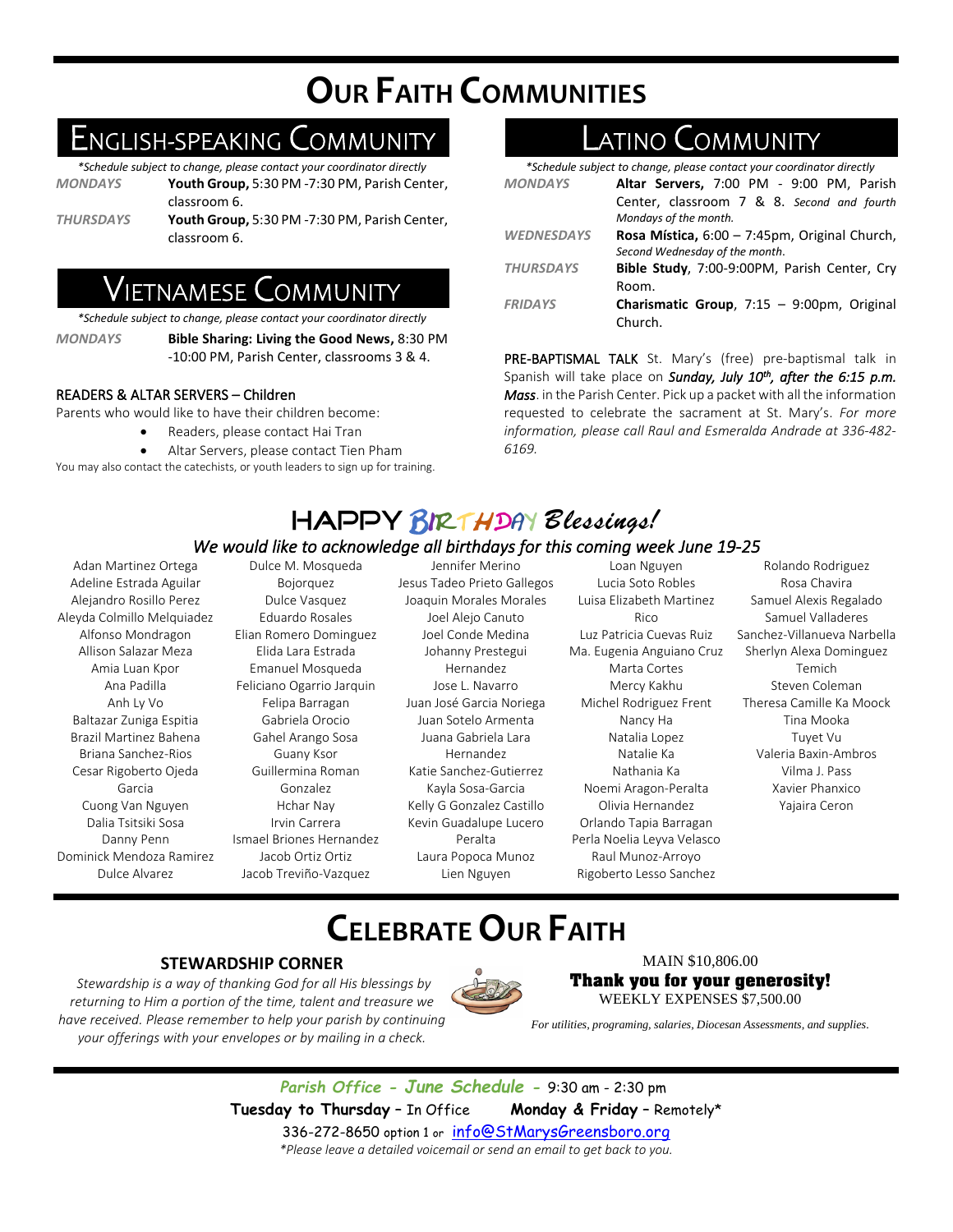# Our Faith Communities

## English-Speaking Community

*\*Schedule subject to change, please contact your coordinator directly*

***MONDAYS*** **Youth Group,** 5:30 PM -7:30 PM, Parish Center, classroom 6.

***THURSDAYS*** **Youth Group,** 5:30 PM -7:30 PM, Parish Center, classroom 6.

## Vietnamese Community

*\*Schedule subject to change, please contact your coordinator directly*

***MONDAYS*** **Bible Sharing: Living the Good News,** 8:30 PM -10:00 PM, Parish Center, classrooms 3 & 4.

### READERS & ALTAR SERVERS – Children

Parents who would like to have their children become:

- Readers, please contact Hai Tran
- Altar Servers, please contact Tien Pham

You may also contact the catechists, or youth leaders to sign up for training.

## Latino Community

*\*Schedule subject to change, please contact your coordinator directly*

***MONDAYS*** **Altar Servers,** 7:00 PM - 9:00 PM, Parish Center, classroom 7 & 8. *Second and fourth Mondays of the month.*

***WEDNESDAYS*** **Rosa Mística,** 6:00 – 7:45pm, Original Church, *Second Wednesday of the month.*

***THURSDAYS*** **Bible Study**, 7:00-9:00PM, Parish Center, Cry Room.

***FRIDAYS*** **Charismatic Group**, 7:15 – 9:00pm, Original Church.

PRE-BAPTISMAL TALK St. Mary's (free) pre-baptismal talk in Spanish will take place on ***Sunday, July 10th, after the 6:15 p.m. Mass***. in the Parish Center. Pick up a packet with all the information requested to celebrate the sacrament at St. Mary's. *For more information, please call Raul and Esmeralda Andrade at 336-482-6169.*

## HAPPY BIRTHDAY *Blessings!*

*We would like to acknowledge all birthdays for this coming week June 19-25*

Adan Martinez Ortega
Adeline Estrada Aguilar
Alejandro Rosillo Perez
Aleyda Colmillo Melquiadez
Alfonso Mondragon
Allison Salazar Meza
Amia Luan Kpor
Ana Padilla
Anh Ly Vo
Baltazar Zuniga Espitia
Brazil Martinez Bahena
Briana Sanchez-Rios
Cesar Rigoberto Ojeda Garcia
Cuong Van Nguyen
Dalia Tsitsiki Sosa
Danny Penn
Dominick Mendoza Ramirez
Dulce Alvarez
Dulce M. Mosqueda Bojorquez
Dulce Vasquez
Eduardo Rosales
Elian Romero Dominguez
Elida Lara Estrada
Emanuel Mosqueda
Feliciano Ogarrio Jarquin
Felipa Barragan
Gabriela Orocio
Gahel Arango Sosa
Guany Ksor
Guillermina Roman Gonzalez
Hchar Nay
Irvin Carrera
Ismael Briones Hernandez
Jacob Ortiz Ortiz
Jacob Treviño-Vazquez
Jennifer Merino
Jesus Tadeo Prieto Gallegos
Joaquin Morales Morales
Joel Alejo Canuto
Joel Conde Medina
Johanny Prestegui Hernandez
Jose L. Navarro
Juan José Garcia Noriega
Juan Sotelo Armenta
Juana Gabriela Lara Hernandez
Katie Sanchez-Gutierrez
Kayla Sosa-Garcia
Kelly G Gonzalez Castillo
Kevin Guadalupe Lucero Peralta
Laura Popoca Munoz
Lien Nguyen
Loan Nguyen
Lucia Soto Robles
Luisa Elizabeth Martinez Rico
Luz Patricia Cuevas Ruiz
Ma. Eugenia Anguiano Cruz
Marta Cortes
Mercy Kakhu
Michel Rodriguez Frent
Nancy Ha
Natalia Lopez
Natalie Ka
Nathania Ka
Noemi Aragon-Peralta
Olivia Hernandez
Orlando Tapia Barragan
Perla Noelia Leyva Velasco
Raul Munoz-Arroyo
Rigoberto Lesso Sanchez
Rolando Rodriguez
Rosa Chavira
Samuel Alexis Regalado
Samuel Valladeres
Sanchez-Villanueva Narbella
Sherlyn Alexa Dominguez Temich
Steven Coleman
Theresa Camille Ka Moock
Tina Mooka
Tuyet Vu
Valeria Baxin-Ambros
Vilma J. Pass
Xavier Phanxico
Yajaira Ceron

# Celebrate Our Faith

### STEWARDSHIP CORNER

*Stewardship is a way of thanking God for all His blessings by returning to Him a portion of the time, talent and treasure we have received. Please remember to help your parish by continuing your offerings with your envelopes or by mailing in a check.*

MAIN $10,806.00

**Thank you for your generosity!**

WEEKLY EXPENSES $7,500.00

*For utilities, programing, salaries, Diocesan Assessments, and supplies.*

***Parish Office - June Schedule -*** 9:30 am - 2:30 pm

**Tuesday to Thursday** – In Office **Monday & Friday** – Remotely\*

336-272-8650 option 1 or info@StMarysGreensboro.org

*\*Please leave a detailed voicemail or send an email to get back to you.*